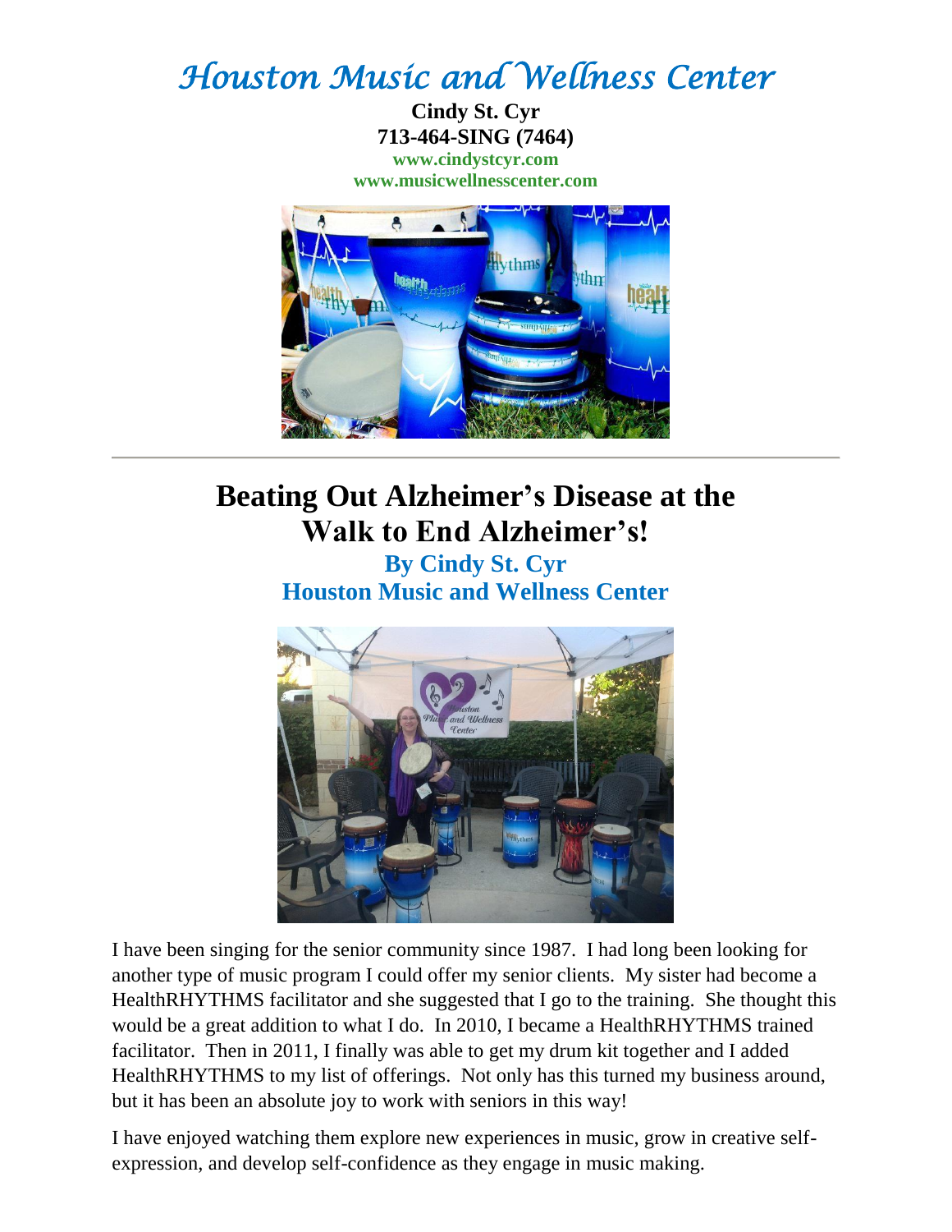# *Houston Music and Wellness Center*

**Cindy St. Cyr**
**713-464-SING (7464)**
**www.cindystcyr.com**
**www.musicwellnesscenter.com**

---

## Beating Out Alzheimer's Disease at the Walk to End Alzheimer's!

**By Cindy St. Cyr**
**Houston Music and Wellness Center**

I have been singing for the senior community since 1987. I had long been looking for another type of music program I could offer my senior clients. My sister had become a HealthRHYTHMS facilitator and she suggested that I go to the training. She thought this would be a great addition to what I do. In 2010, I became a HealthRHYTHMS trained facilitator. Then in 2011, I finally was able to get my drum kit together and I added HealthRHYTHMS to my list of offerings. Not only has this turned my business around, but it has been an absolute joy to work with seniors in this way!

I have enjoyed watching them explore new experiences in music, grow in creative self-expression, and develop self-confidence as they engage in music making.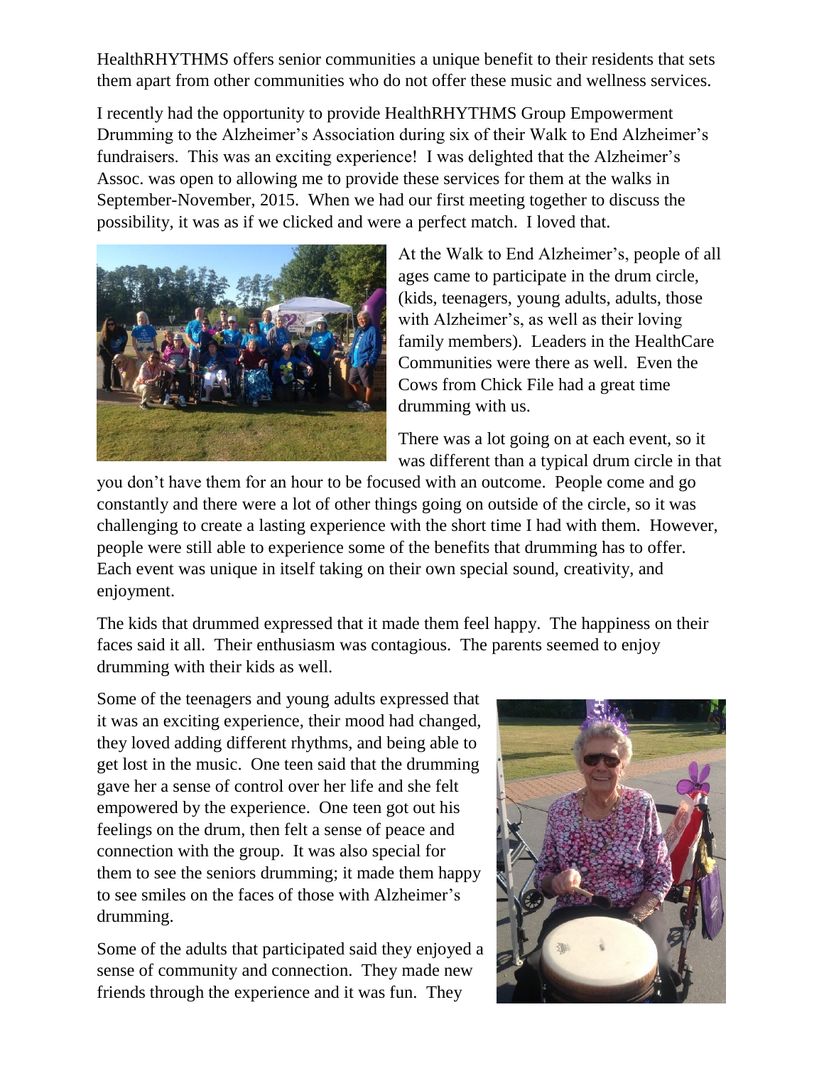HealthRHYTHMS offers senior communities a unique benefit to their residents that sets them apart from other communities who do not offer these music and wellness services.

I recently had the opportunity to provide HealthRHYTHMS Group Empowerment Drumming to the Alzheimer's Association during six of their Walk to End Alzheimer's fundraisers. This was an exciting experience! I was delighted that the Alzheimer's Assoc. was open to allowing me to provide these services for them at the walks in September-November, 2015. When we had our first meeting together to discuss the possibility, it was as if we clicked and were a perfect match. I loved that.

At the Walk to End Alzheimer's, people of all ages came to participate in the drum circle, (kids, teenagers, young adults, adults, those with Alzheimer's, as well as their loving family members). Leaders in the HealthCare Communities were there as well. Even the Cows from Chick File had a great time drumming with us.

There was a lot going on at each event, so it was different than a typical drum circle in that you don't have them for an hour to be focused with an outcome. People come and go constantly and there were a lot of other things going on outside of the circle, so it was challenging to create a lasting experience with the short time I had with them. However, people were still able to experience some of the benefits that drumming has to offer. Each event was unique in itself taking on their own special sound, creativity, and enjoyment.

The kids that drummed expressed that it made them feel happy. The happiness on their faces said it all. Their enthusiasm was contagious. The parents seemed to enjoy drumming with their kids as well.

Some of the teenagers and young adults expressed that it was an exciting experience, their mood had changed, they loved adding different rhythms, and being able to get lost in the music. One teen said that the drumming gave her a sense of control over her life and she felt empowered by the experience. One teen got out his feelings on the drum, then felt a sense of peace and connection with the group. It was also special for them to see the seniors drumming; it made them happy to see smiles on the faces of those with Alzheimer's drumming.

Some of the adults that participated said they enjoyed a sense of community and connection. They made new friends through the experience and it was fun. They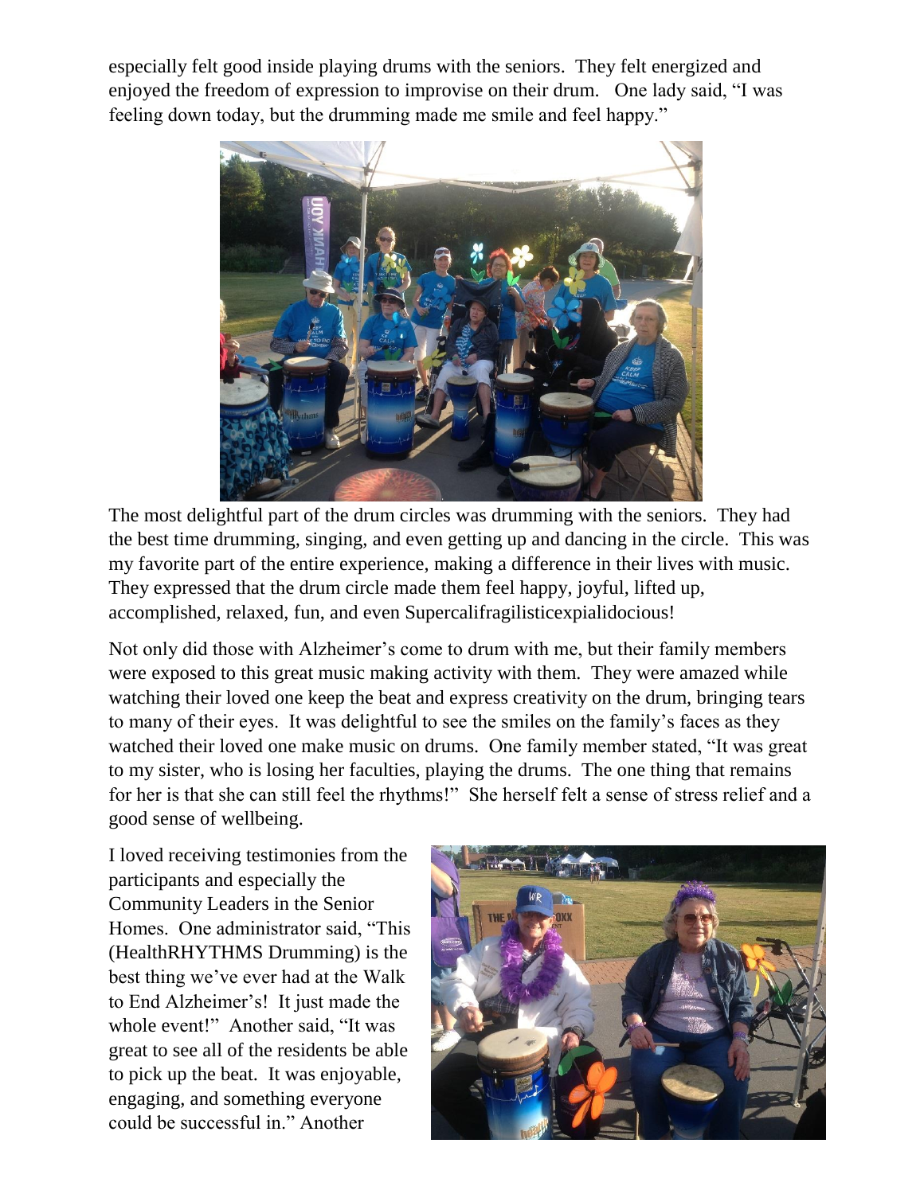especially felt good inside playing drums with the seniors. They felt energized and enjoyed the freedom of expression to improvise on their drum. One lady said, "I was feeling down today, but the drumming made me smile and feel happy."

The most delightful part of the drum circles was drumming with the seniors. They had the best time drumming, singing, and even getting up and dancing in the circle. This was my favorite part of the entire experience, making a difference in their lives with music. They expressed that the drum circle made them feel happy, joyful, lifted up, accomplished, relaxed, fun, and even Supercalifragilisticexpialidocious!

Not only did those with Alzheimer's come to drum with me, but their family members were exposed to this great music making activity with them. They were amazed while watching their loved one keep the beat and express creativity on the drum, bringing tears to many of their eyes. It was delightful to see the smiles on the family's faces as they watched their loved one make music on drums. One family member stated, "It was great to my sister, who is losing her faculties, playing the drums. The one thing that remains for her is that she can still feel the rhythms!" She herself felt a sense of stress relief and a good sense of wellbeing.

I loved receiving testimonies from the participants and especially the Community Leaders in the Senior Homes. One administrator said, "This (HealthRHYTHMS Drumming) is the best thing we've ever had at the Walk to End Alzheimer's! It just made the whole event!" Another said, "It was great to see all of the residents be able to pick up the beat. It was enjoyable, engaging, and something everyone could be successful in." Another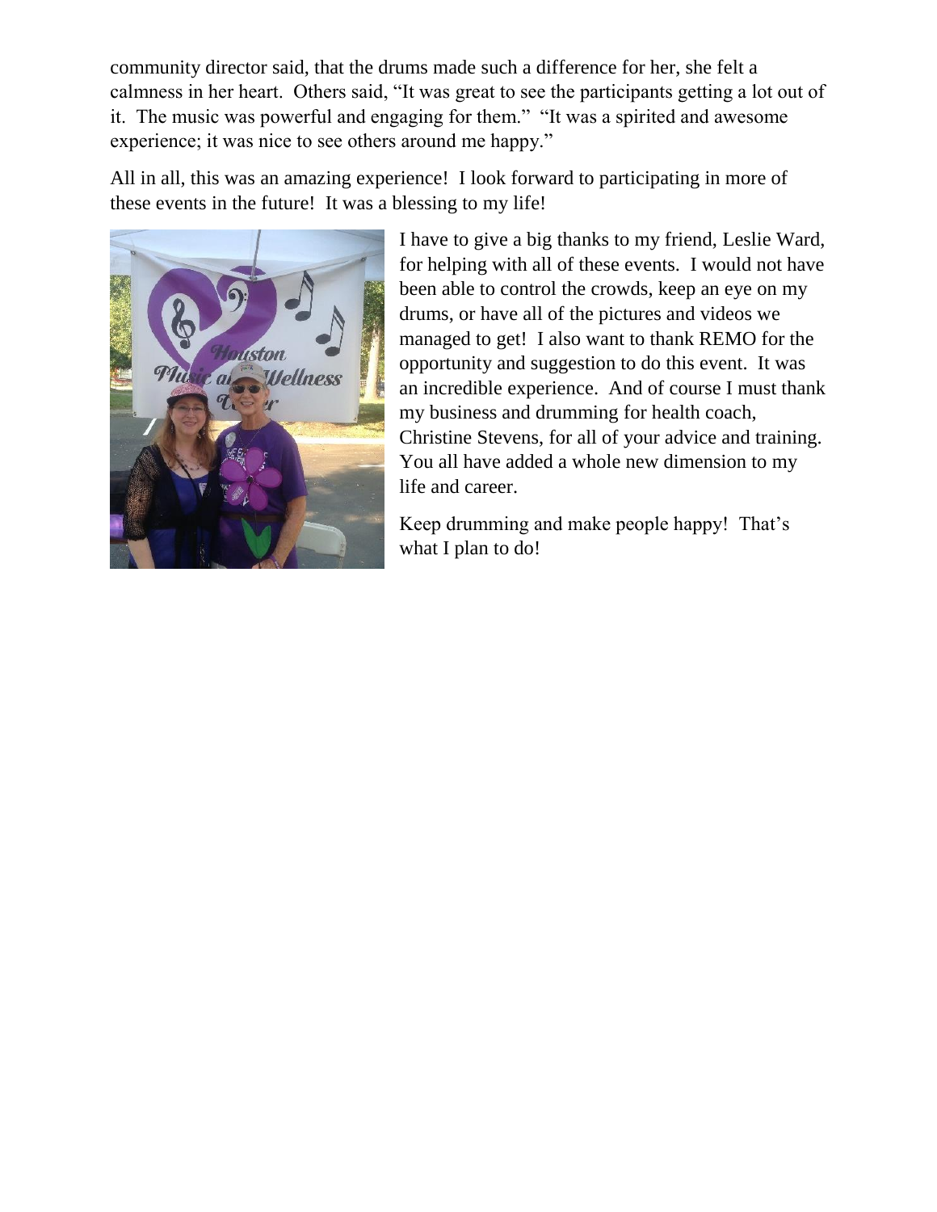community director said, that the drums made such a difference for her, she felt a calmness in her heart. Others said, "It was great to see the participants getting a lot out of it. The music was powerful and engaging for them." "It was a spirited and awesome experience; it was nice to see others around me happy."

All in all, this was an amazing experience! I look forward to participating in more of these events in the future! It was a blessing to my life!

I have to give a big thanks to my friend, Leslie Ward, for helping with all of these events. I would not have been able to control the crowds, keep an eye on my drums, or have all of the pictures and videos we managed to get! I also want to thank REMO for the opportunity and suggestion to do this event. It was an incredible experience. And of course I must thank my business and drumming for health coach, Christine Stevens, for all of your advice and training. You all have added a whole new dimension to my life and career.

Keep drumming and make people happy! That's what I plan to do!